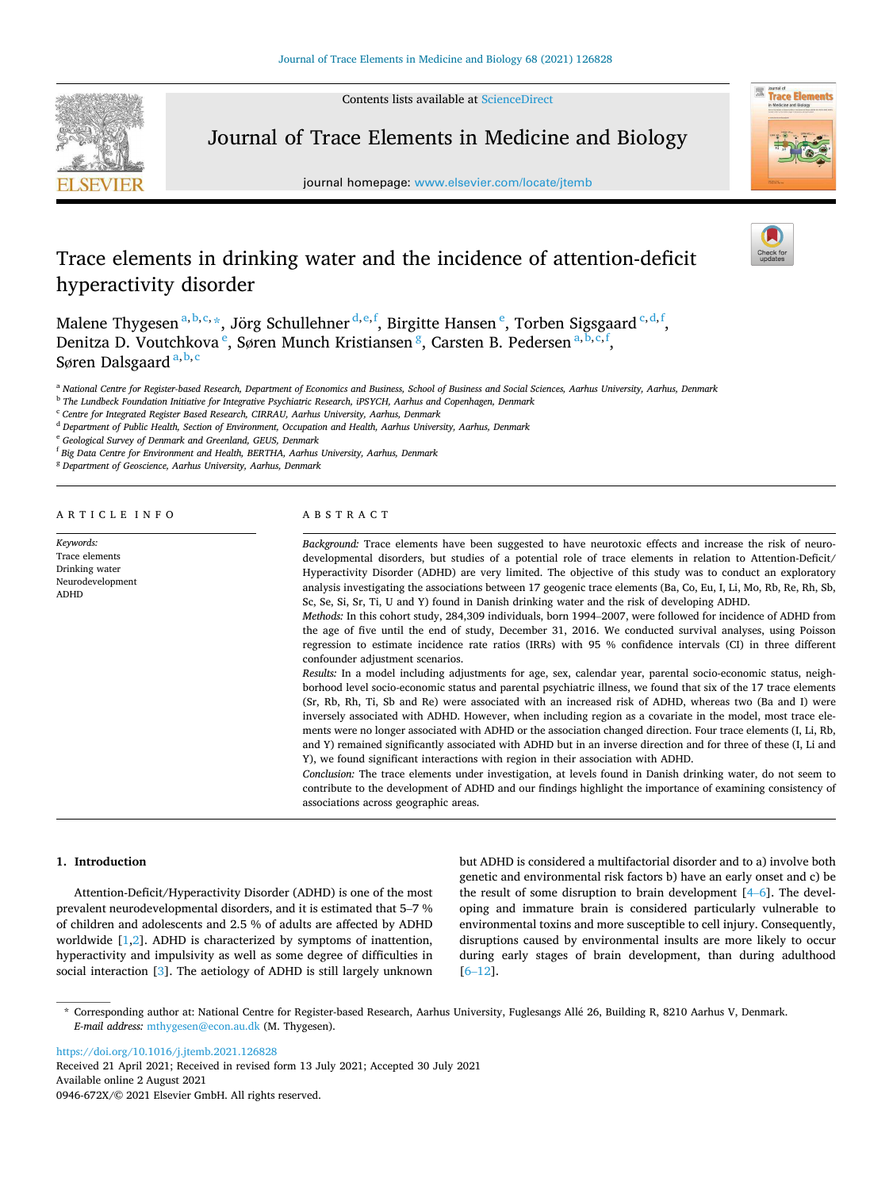# Trace elements in drinking water and the incidence of attention-deficit hyperactivity disorder

Malene Thygesen [a,b,c,*], Jörg Schullehner [d,e,f], Birgitte Hansen [e], Torben Sigsgaard [c,d,f], Denitza D. Voutchkova [e], Søren Munch Kristiansen [g], Carsten B. Pedersen [a,b,c,f], Søren Dalsgaard [a,b,c]

[a] National Centre for Register-based Research, Department of Economics and Business, School of Business and Social Sciences, Aarhus University, Aarhus, Denmark
[b] The Lundbeck Foundation Initiative for Integrative Psychiatric Research, iPSYCH, Aarhus and Copenhagen, Denmark
[c] Centre for Integrated Register Based Research, CIRRAU, Aarhus University, Aarhus, Denmark
[d] Department of Public Health, Section of Environment, Occupation and Health, Aarhus University, Aarhus, Denmark
[e] Geological Survey of Denmark and Greenland, GEUS, Denmark
[f] Big Data Centre for Environment and Health, BERTHA, Aarhus University, Aarhus, Denmark
[g] Department of Geoscience, Aarhus University, Aarhus, Denmark

## ARTICLE INFO

*Keywords:*
Trace elements
Drinking water
Neurodevelopment
ADHD

## ABSTRACT

*Background:* Trace elements have been suggested to have neurotoxic effects and increase the risk of neurodevelopmental disorders, but studies of a potential role of trace elements in relation to Attention-Deficit/Hyperactivity Disorder (ADHD) are very limited. The objective of this study was to conduct an exploratory analysis investigating the associations between 17 geogenic trace elements (Ba, Co, Eu, I, Li, Mo, Rb, Re, Rh, Sb, Sc, Se, Si, Sr, Ti, U and Y) found in Danish drinking water and the risk of developing ADHD.

*Methods:* In this cohort study, 284,309 individuals, born 1994–2007, were followed for incidence of ADHD from the age of five until the end of study, December 31, 2016. We conducted survival analyses, using Poisson regression to estimate incidence rate ratios (IRRs) with 95 % confidence intervals (CI) in three different confounder adjustment scenarios.

*Results:* In a model including adjustments for age, sex, calendar year, parental socio-economic status, neighborhood level socio-economic status and parental psychiatric illness, we found that six of the 17 trace elements (Sr, Rb, Rh, Ti, Sb and Re) were associated with an increased risk of ADHD, whereas two (Ba and I) were inversely associated with ADHD. However, when including region as a covariate in the model, most trace elements were no longer associated with ADHD or the association changed direction. Four trace elements (I, Li, Rb, and Y) remained significantly associated with ADHD but in an inverse direction and for three of these (I, Li and Y), we found significant interactions with region in their association with ADHD.

*Conclusion:* The trace elements under investigation, at levels found in Danish drinking water, do not seem to contribute to the development of ADHD and our findings highlight the importance of examining consistency of associations across geographic areas.

## 1. Introduction

Attention-Deficit/Hyperactivity Disorder (ADHD) is one of the most prevalent neurodevelopmental disorders, and it is estimated that 5–7 % of children and adolescents and 2.5 % of adults are affected by ADHD worldwide [1,2]. ADHD is characterized by symptoms of inattention, hyperactivity and impulsivity as well as some degree of difficulties in social interaction [3]. The aetiology of ADHD is still largely unknown but ADHD is considered a multifactorial disorder and to a) involve both genetic and environmental risk factors b) have an early onset and c) be the result of some disruption to brain development [4–6]. The developing and immature brain is considered particularly vulnerable to environmental toxins and more susceptible to cell injury. Consequently, disruptions caused by environmental insults are more likely to occur during early stages of brain development, than during adulthood [6–12].

* Corresponding author at: National Centre for Register-based Research, Aarhus University, Fuglesangs Allé 26, Building R, 8210 Aarhus V, Denmark.
*E-mail address:* mthygesen@econ.au.dk (M. Thygesen).

https://doi.org/10.1016/j.jtemb.2021.126828
Received 21 April 2021; Received in revised form 13 July 2021; Accepted 30 July 2021
Available online 2 August 2021
0946-672X/© 2021 Elsevier GmbH. All rights reserved.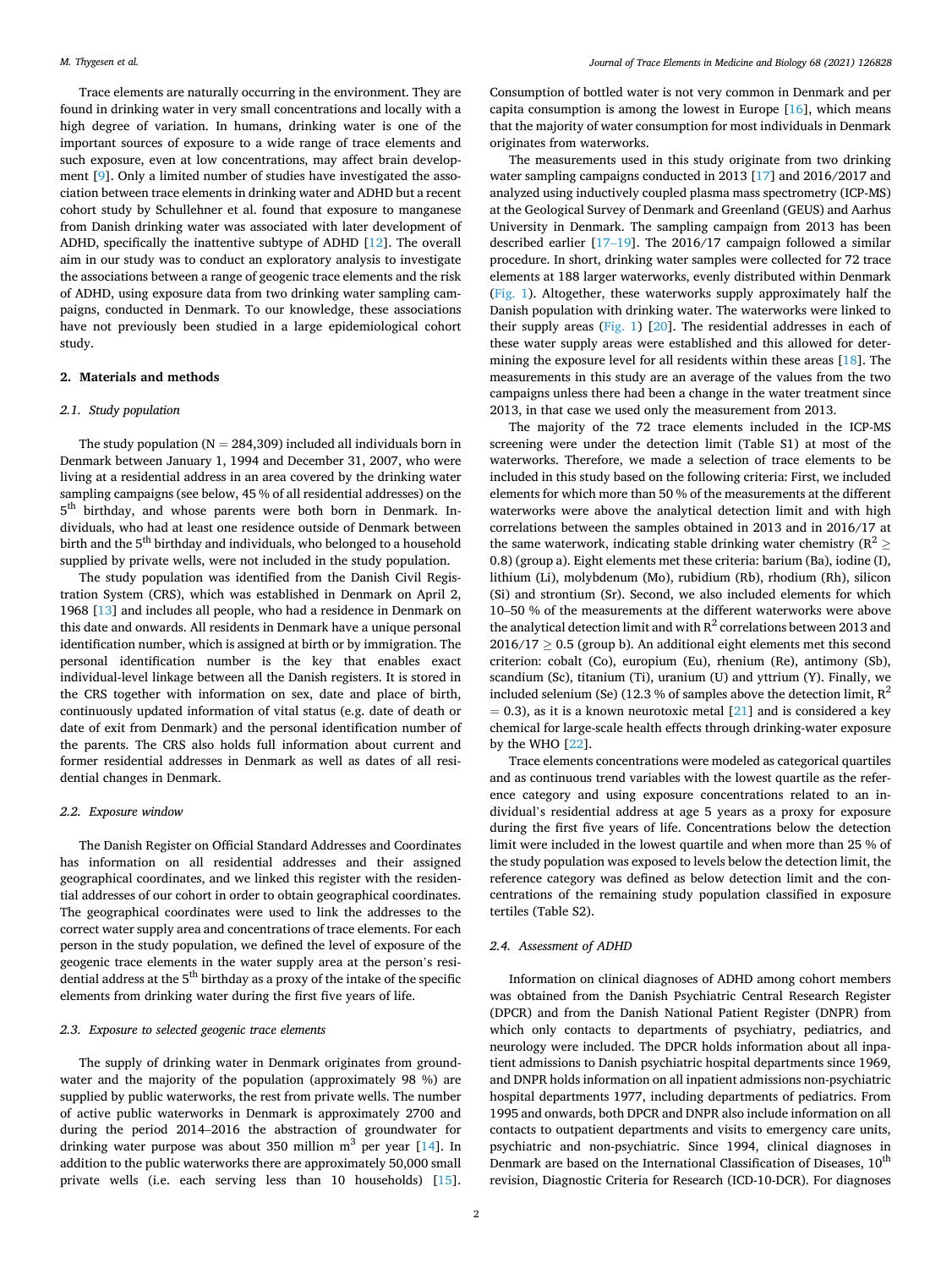Trace elements are naturally occurring in the environment. They are found in drinking water in very small concentrations and locally with a high degree of variation. In humans, drinking water is one of the important sources of exposure to a wide range of trace elements and such exposure, even at low concentrations, may affect brain development [9]. Only a limited number of studies have investigated the association between trace elements in drinking water and ADHD but a recent cohort study by Schullehner et al. found that exposure to manganese from Danish drinking water was associated with later development of ADHD, specifically the inattentive subtype of ADHD [12]. The overall aim in our study was to conduct an exploratory analysis to investigate the associations between a range of geogenic trace elements and the risk of ADHD, using exposure data from two drinking water sampling campaigns, conducted in Denmark. To our knowledge, these associations have not previously been studied in a large epidemiological cohort study.

## 2. Materials and methods

### 2.1. Study population

The study population (N = 284,309) included all individuals born in Denmark between January 1, 1994 and December 31, 2007, who were living at a residential address in an area covered by the drinking water sampling campaigns (see below, 45 % of all residential addresses) on the 5th birthday, and whose parents were both born in Denmark. Individuals, who had at least one residence outside of Denmark between birth and the 5th birthday and individuals, who belonged to a household supplied by private wells, were not included in the study population.

The study population was identified from the Danish Civil Registration System (CRS), which was established in Denmark on April 2, 1968 [13] and includes all people, who had a residence in Denmark on this date and onwards. All residents in Denmark have a unique personal identification number, which is assigned at birth or by immigration. The personal identification number is the key that enables exact individual-level linkage between all the Danish registers. It is stored in the CRS together with information on sex, date and place of birth, continuously updated information of vital status (e.g. date of death or date of exit from Denmark) and the personal identification number of the parents. The CRS also holds full information about current and former residential addresses in Denmark as well as dates of all residential changes in Denmark.

### 2.2. Exposure window

The Danish Register on Official Standard Addresses and Coordinates has information on all residential addresses and their assigned geographical coordinates, and we linked this register with the residential addresses of our cohort in order to obtain geographical coordinates. The geographical coordinates were used to link the addresses to the correct water supply area and concentrations of trace elements. For each person in the study population, we defined the level of exposure of the geogenic trace elements in the water supply area at the person's residential address at the 5th birthday as a proxy of the intake of the specific elements from drinking water during the first five years of life.

### 2.3. Exposure to selected geogenic trace elements

The supply of drinking water in Denmark originates from groundwater and the majority of the population (approximately 98 %) are supplied by public waterworks, the rest from private wells. The number of active public waterworks in Denmark is approximately 2700 and during the period 2014–2016 the abstraction of groundwater for drinking water purpose was about 350 million $m^3$ per year [14]. In addition to the public waterworks there are approximately 50,000 small private wells (i.e. each serving less than 10 households) [15]. Consumption of bottled water is not very common in Denmark and per capita consumption is among the lowest in Europe [16], which means that the majority of water consumption for most individuals in Denmark originates from waterworks.

The measurements used in this study originate from two drinking water sampling campaigns conducted in 2013 [17] and 2016/2017 and analyzed using inductively coupled plasma mass spectrometry (ICP-MS) at the Geological Survey of Denmark and Greenland (GEUS) and Aarhus University in Denmark. The sampling campaign from 2013 has been described earlier [17–19]. The 2016/17 campaign followed a similar procedure. In short, drinking water samples were collected for 72 trace elements at 188 larger waterworks, evenly distributed within Denmark (Fig. 1). Altogether, these waterworks supply approximately half the Danish population with drinking water. The waterworks were linked to their supply areas (Fig. 1) [20]. The residential addresses in each of these water supply areas were established and this allowed for determining the exposure level for all residents within these areas [18]. The measurements in this study are an average of the values from the two campaigns unless there had been a change in the water treatment since 2013, in that case we used only the measurement from 2013.

The majority of the 72 trace elements included in the ICP-MS screening were under the detection limit (Table S1) at most of the waterworks. Therefore, we made a selection of trace elements to be included in this study based on the following criteria: First, we included elements for which more than 50 % of the measurements at the different waterworks were above the analytical detection limit and with high correlations between the samples obtained in 2013 and in 2016/17 at the same waterwork, indicating stable drinking water chemistry ($R^2 \geq 0.8$) (group a). Eight elements met these criteria: barium (Ba), iodine (I), lithium (Li), molybdenum (Mo), rubidium (Rb), rhodium (Rh), silicon (Si) and strontium (Sr). Second, we also included elements for which 10–50 % of the measurements at the different waterworks were above the analytical detection limit and with $R^2$ correlations between 2013 and $2016/17 \geq 0.5$ (group b). An additional eight elements met this second criterion: cobalt (Co), europium (Eu), rhenium (Re), antimony (Sb), scandium (Sc), titanium (Ti), uranium (U) and yttrium (Y). Finally, we included selenium (Se) (12.3 % of samples above the detection limit, $R^2 = 0.3$), as it is a known neurotoxic metal [21] and is considered a key chemical for large-scale health effects through drinking-water exposure by the WHO [22].

Trace elements concentrations were modeled as categorical quartiles and as continuous trend variables with the lowest quartile as the reference category and using exposure concentrations related to an individual's residential address at age 5 years as a proxy for exposure during the first five years of life. Concentrations below the detection limit were included in the lowest quartile and when more than 25 % of the study population was exposed to levels below the detection limit, the reference category was defined as below detection limit and the concentrations of the remaining study population classified in exposure tertiles (Table S2).

### 2.4. Assessment of ADHD

Information on clinical diagnoses of ADHD among cohort members was obtained from the Danish Psychiatric Central Research Register (DPCR) and from the Danish National Patient Register (DNPR) from which only contacts to departments of psychiatry, pediatrics, and neurology were included. The DPCR holds information about all inpatient admissions to Danish psychiatric hospital departments since 1969, and DNPR holds information on all inpatient admissions non-psychiatric hospital departments 1977, including departments of pediatrics. From 1995 and onwards, both DPCR and DNPR also include information on all contacts to outpatient departments and visits to emergency care units, psychiatric and non-psychiatric. Since 1994, clinical diagnoses in Denmark are based on the International Classification of Diseases, 10th revision, Diagnostic Criteria for Research (ICD-10-DCR). For diagnoses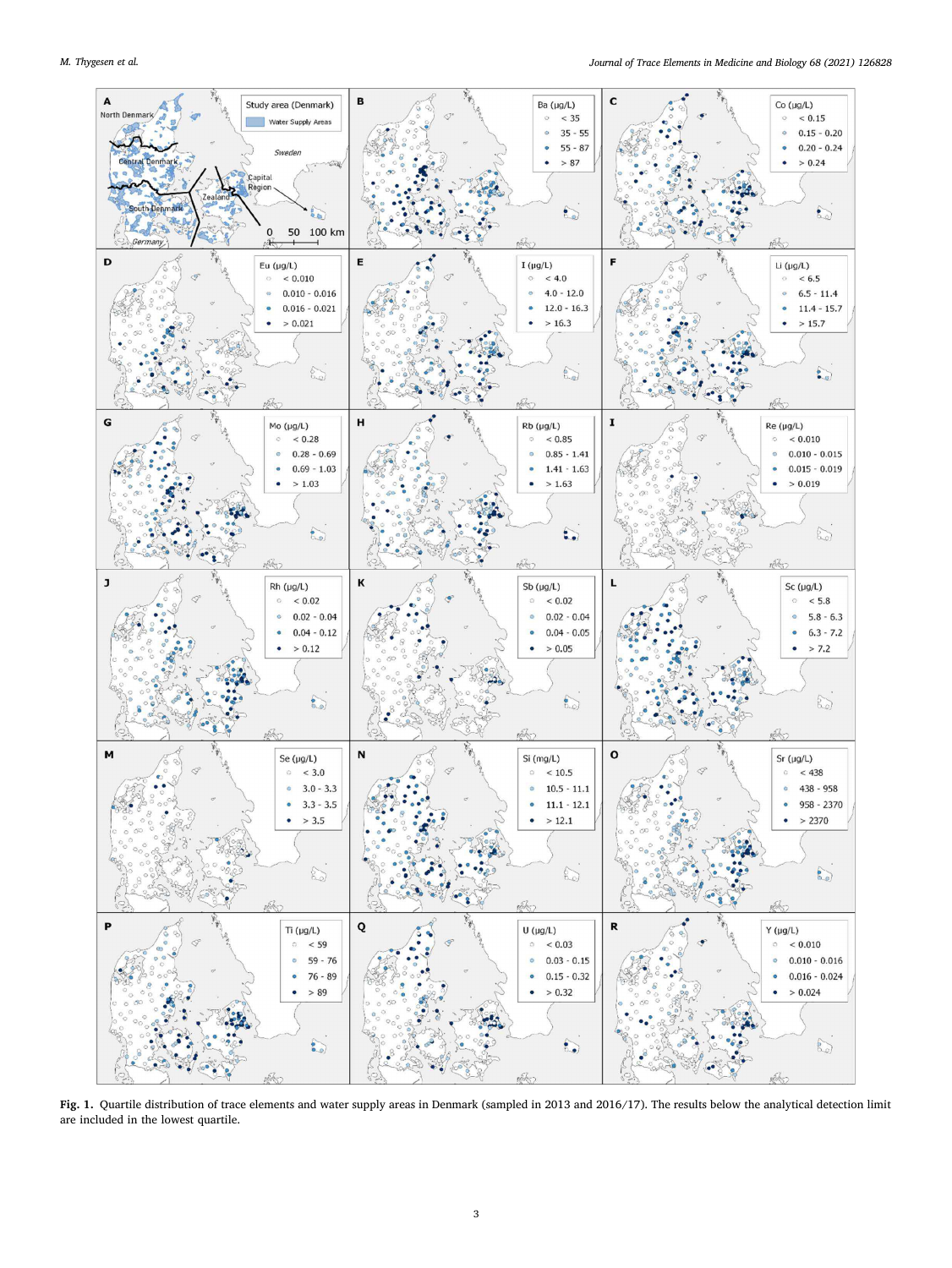**Fig. 1.** Quartile distribution of trace elements and water supply areas in Denmark (sampled in 2013 and 2016/17). The results below the analytical detection limit are included in the lowest quartile.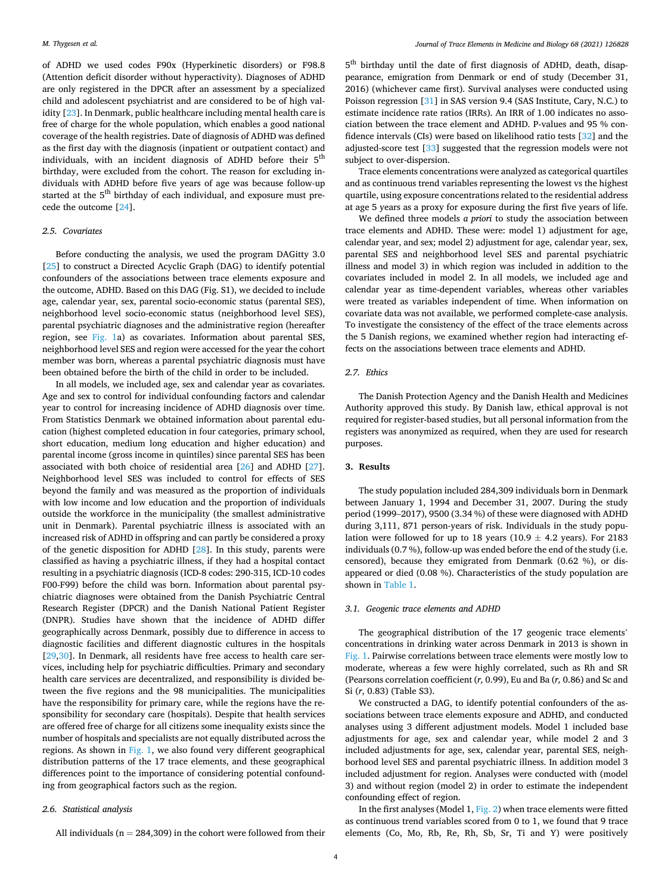of ADHD we used codes F90x (Hyperkinetic disorders) or F98.8 (Attention deficit disorder without hyperactivity). Diagnoses of ADHD are only registered in the DPCR after an assessment by a specialized child and adolescent psychiatrist and are considered to be of high validity [23]. In Denmark, public healthcare including mental health care is free of charge for the whole population, which enables a good national coverage of the health registries. Date of diagnosis of ADHD was defined as the first day with the diagnosis (inpatient or outpatient contact) and individuals, with an incident diagnosis of ADHD before their 5[th] birthday, were excluded from the cohort. The reason for excluding individuals with ADHD before five years of age was because follow-up started at the 5[th] birthday of each individual, and exposure must precede the outcome [24].

### 2.5. Covariates

Before conducting the analysis, we used the program DAGitty 3.0 [25] to construct a Directed Acyclic Graph (DAG) to identify potential confounders of the associations between trace elements exposure and the outcome, ADHD. Based on this DAG (Fig. S1), we decided to include age, calendar year, sex, parental socio-economic status (parental SES), neighborhood level socio-economic status (neighborhood level SES), parental psychiatric diagnoses and the administrative region (hereafter region, see Fig. 1a) as covariates. Information about parental SES, neighborhood level SES and region were accessed for the year the cohort member was born, whereas a parental psychiatric diagnosis must have been obtained before the birth of the child in order to be included.

In all models, we included age, sex and calendar year as covariates. Age and sex to control for individual confounding factors and calendar year to control for increasing incidence of ADHD diagnosis over time. From Statistics Denmark we obtained information about parental education (highest completed education in four categories, primary school, short education, medium long education and higher education) and parental income (gross income in quintiles) since parental SES has been associated with both choice of residential area [26] and ADHD [27]. Neighborhood level SES was included to control for effects of SES beyond the family and was measured as the proportion of individuals with low income and low education and the proportion of individuals outside the workforce in the municipality (the smallest administrative unit in Denmark). Parental psychiatric illness is associated with an increased risk of ADHD in offspring and can partly be considered a proxy of the genetic disposition for ADHD [28]. In this study, parents were classified as having a psychiatric illness, if they had a hospital contact resulting in a psychiatric diagnosis (ICD-8 codes: 290-315, ICD-10 codes F00-F99) before the child was born. Information about parental psychiatric diagnoses were obtained from the Danish Psychiatric Central Research Register (DPCR) and the Danish National Patient Register (DNPR). Studies have shown that the incidence of ADHD differ geographically across Denmark, possibly due to difference in access to diagnostic facilities and different diagnostic cultures in the hospitals [29,30]. In Denmark, all residents have free access to health care services, including help for psychiatric difficulties. Primary and secondary health care services are decentralized, and responsibility is divided between the five regions and the 98 municipalities. The municipalities have the responsibility for primary care, while the regions have the responsibility for secondary care (hospitals). Despite that health services are offered free of charge for all citizens some inequality exists since the number of hospitals and specialists are not equally distributed across the regions. As shown in Fig. 1, we also found very different geographical distribution patterns of the 17 trace elements, and these geographical differences point to the importance of considering potential confounding from geographical factors such as the region.

### 2.6. Statistical analysis

All individuals (n = 284,309) in the cohort were followed from their 5[th] birthday until the date of first diagnosis of ADHD, death, disappearance, emigration from Denmark or end of study (December 31, 2016) (whichever came first). Survival analyses were conducted using Poisson regression [31] in SAS version 9.4 (SAS Institute, Cary, N.C.) to estimate incidence rate ratios (IRRs). An IRR of 1.00 indicates no association between the trace element and ADHD. P-values and 95 % confidence intervals (CIs) were based on likelihood ratio tests [32] and the adjusted-score test [33] suggested that the regression models were not subject to over-dispersion.

Trace elements concentrations were analyzed as categorical quartiles and as continuous trend variables representing the lowest vs the highest quartile, using exposure concentrations related to the residential address at age 5 years as a proxy for exposure during the first five years of life.

We defined three models *a priori* to study the association between trace elements and ADHD. These were: model 1) adjustment for age, calendar year, and sex; model 2) adjustment for age, calendar year, sex, parental SES and neighborhood level SES and parental psychiatric illness and model 3) in which region was included in addition to the covariates included in model 2. In all models, we included age and calendar year as time-dependent variables, whereas other variables were treated as variables independent of time. When information on covariate data was not available, we performed complete-case analysis. To investigate the consistency of the effect of the trace elements across the 5 Danish regions, we examined whether region had interacting effects on the associations between trace elements and ADHD.

### 2.7. Ethics

The Danish Protection Agency and the Danish Health and Medicines Authority approved this study. By Danish law, ethical approval is not required for register-based studies, but all personal information from the registers was anonymized as required, when they are used for research purposes.

## 3. Results

The study population included 284,309 individuals born in Denmark between January 1, 1994 and December 31, 2007. During the study period (1999–2017), 9500 (3.34 %) of these were diagnosed with ADHD during 3,111, 871 person-years of risk. Individuals in the study population were followed for up to 18 years (10.9 ± 4.2 years). For 2183 individuals (0.7 %), follow-up was ended before the end of the study (i.e. censored), because they emigrated from Denmark (0.62 %), or disappeared or died (0.08 %). Characteristics of the study population are shown in Table 1.

### 3.1. Geogenic trace elements and ADHD

The geographical distribution of the 17 geogenic trace elements' concentrations in drinking water across Denmark in 2013 is shown in Fig. 1. Pairwise correlations between trace elements were mostly low to moderate, whereas a few were highly correlated, such as Rh and SR (Pearsons correlation coefficient (*r,* 0.99), Eu and Ba (*r,* 0.86) and Sc and Si (*r*, 0.83) (Table S3).

We constructed a DAG, to identify potential confounders of the associations between trace elements exposure and ADHD, and conducted analyses using 3 different adjustment models. Model 1 included base adjustments for age, sex and calendar year, while model 2 and 3 included adjustments for age, sex, calendar year, parental SES, neighborhood level SES and parental psychiatric illness. In addition model 3 included adjustment for region. Analyses were conducted with (model 3) and without region (model 2) in order to estimate the independent confounding effect of region.

In the first analyses (Model 1, Fig. 2) when trace elements were fitted as continuous trend variables scored from 0 to 1, we found that 9 trace elements (Co, Mo, Rb, Re, Rh, Sb, Sr, Ti and Y) were positively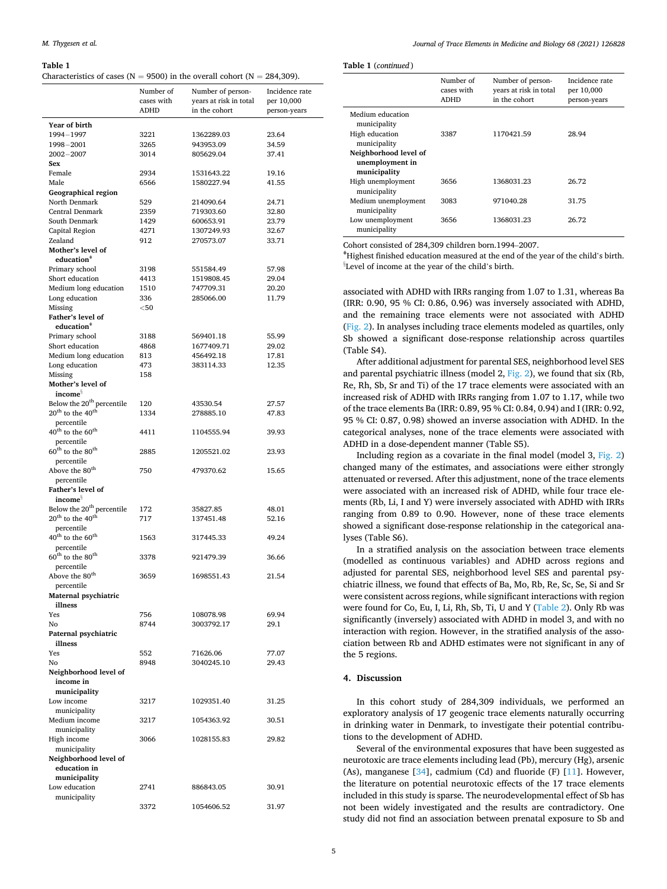**Table 1**

Characteristics of cases (N = 9500) in the overall cohort (N = 284,309).

| | Number of cases with ADHD | Number of person-years at risk in total in the cohort | Incidence rate per 10,000 person-years |
|---|---|---|---|
| **Year of birth** | | | |
| 1994−1997 | 3221 | 1362289.03 | 23.64 |
| 1998−2001 | 3265 | 943953.09 | 34.59 |
| 2002−2007 | 3014 | 805629.04 | 37.41 |
| **Sex** | | | |
| Female | 2934 | 1531643.22 | 19.16 |
| Male | 6566 | 1580227.94 | 41.55 |
| **Geographical region** | | | |
| North Denmark | 529 | 214090.64 | 24.71 |
| Central Denmark | 2359 | 719303.60 | 32.80 |
| South Denmark | 1429 | 600653.91 | 23.79 |
| Capital Region | 4271 | 1307249.93 | 32.67 |
| Zealand | 912 | 270573.07 | 33.71 |
| **Mother's level of education**[ǂ] | | | |
| Primary school | 3198 | 551584.49 | 57.98 |
| Short education | 4413 | 1519808.45 | 29.04 |
| Medium long education | 1510 | 747709.31 | 20.20 |
| Long education | 336 | 285066.00 | 11.79 |
| Missing | <50 | | |
| **Father's level of education**[ǂ] | | | |
| Primary school | 3188 | 569401.18 | 55.99 |
| Short education | 4868 | 1677409.71 | 29.02 |
| Medium long education | 813 | 456492.18 | 17.81 |
| Long education | 473 | 383114.33 | 12.35 |
| Missing | 158 | | |
| **Mother's level of income**[§] | | | |
| Below the 20th percentile | 120 | 43530.54 | 27.57 |
| 20th to the 40th percentile | 1334 | 278885.10 | 47.83 |
| 40th to the 60th percentile | 4411 | 1104555.94 | 39.93 |
| 60th to the 80th percentile | 2885 | 1205521.02 | 23.93 |
| Above the 80th percentile | 750 | 479370.62 | 15.65 |
| **Father's level of income**[§] | | | |
| Below the 20th percentile | 172 | 35827.85 | 48.01 |
| 20th to the 40th percentile | 717 | 137451.48 | 52.16 |
| 40th to the 60th percentile | 1563 | 317445.33 | 49.24 |
| 60th to the 80th percentile | 3378 | 921479.39 | 36.66 |
| Above the 80th percentile | 3659 | 1698551.43 | 21.54 |
| **Maternal psychiatric illness** | | | |
| Yes | 756 | 108078.98 | 69.94 |
| No | 8744 | 3003792.17 | 29.1 |
| **Paternal psychiatric illness** | | | |
| Yes | 552 | 71626.06 | 77.07 |
| No | 8948 | 3040245.10 | 29.43 |
| **Neighborhood level of income in municipality** | | | |
| Low income municipality | 3217 | 1029351.40 | 31.25 |
| Medium income municipality | 3217 | 1054363.92 | 30.51 |
| High income municipality | 3066 | 1028155.83 | 29.82 |
| **Neighborhood level of education in municipality** | | | |
| Low education municipality | 2741 | 886843.05 | 30.91 |
| Medium education municipality | 3372 | 1054606.52 | 31.97 |
| High education municipality | 3387 | 1170421.59 | 28.94 |
| **Neighborhood level of unemployment in municipality** | | | |
| High unemployment municipality | 3656 | 1368031.23 | 26.72 |
| Medium unemployment municipality | 3083 | 971040.28 | 31.75 |
| Low unemployment municipality | 3656 | 1368031.23 | 26.72 |

Cohort consisted of 284,309 children born.1994–2007.

[ǂ]Highest finished education measured at the end of the year of the child's birth.

[§]Level of income at the year of the child's birth.

associated with ADHD with IRRs ranging from 1.07 to 1.31, whereas Ba (IRR: 0.90, 95 % CI: 0.86, 0.96) was inversely associated with ADHD, and the remaining trace elements were not associated with ADHD (Fig. 2). In analyses including trace elements modeled as quartiles, only Sb showed a significant dose-response relationship across quartiles (Table S4).

After additional adjustment for parental SES, neighborhood level SES and parental psychiatric illness (model 2, Fig. 2), we found that six (Rb, Re, Rh, Sb, Sr and Ti) of the 17 trace elements were associated with an increased risk of ADHD with IRRs ranging from 1.07 to 1.17, while two of the trace elements Ba (IRR: 0.89, 95 % CI: 0.84, 0.94) and I (IRR: 0.92, 95 % CI: 0.87, 0.98) showed an inverse association with ADHD. In the categorical analyses, none of the trace elements were associated with ADHD in a dose-dependent manner (Table S5).

Including region as a covariate in the final model (model 3, Fig. 2) changed many of the estimates, and associations were either strongly attenuated or reversed. After this adjustment, none of the trace elements were associated with an increased risk of ADHD, while four trace elements (Rb, Li, I and Y) were inversely associated with ADHD with IRRs ranging from 0.89 to 0.90. However, none of these trace elements showed a significant dose-response relationship in the categorical analyses (Table S6).

In a stratified analysis on the association between trace elements (modelled as continuous variables) and ADHD across regions and adjusted for parental SES, neighborhood level SES and parental psychiatric illness, we found that effects of Ba, Mo, Rb, Re, Sc, Se, Si and Sr were consistent across regions, while significant interactions with region were found for Co, Eu, I, Li, Rh, Sb, Ti, U and Y (Table 2). Only Rb was significantly (inversely) associated with ADHD in model 3, and with no interaction with region. However, in the stratified analysis of the association between Rb and ADHD estimates were not significant in any of the 5 regions.

## 4. Discussion

In this cohort study of 284,309 individuals, we performed an exploratory analysis of 17 geogenic trace elements naturally occurring in drinking water in Denmark, to investigate their potential contributions to the development of ADHD.

Several of the environmental exposures that have been suggested as neurotoxic are trace elements including lead (Pb), mercury (Hg), arsenic (As), manganese [34], cadmium (Cd) and fluoride (F) [11]. However, the literature on potential neurotoxic effects of the 17 trace elements included in this study is sparse. The neurodevelopmental effect of Sb has not been widely investigated and the results are contradictory. One study did not find an association between prenatal exposure to Sb and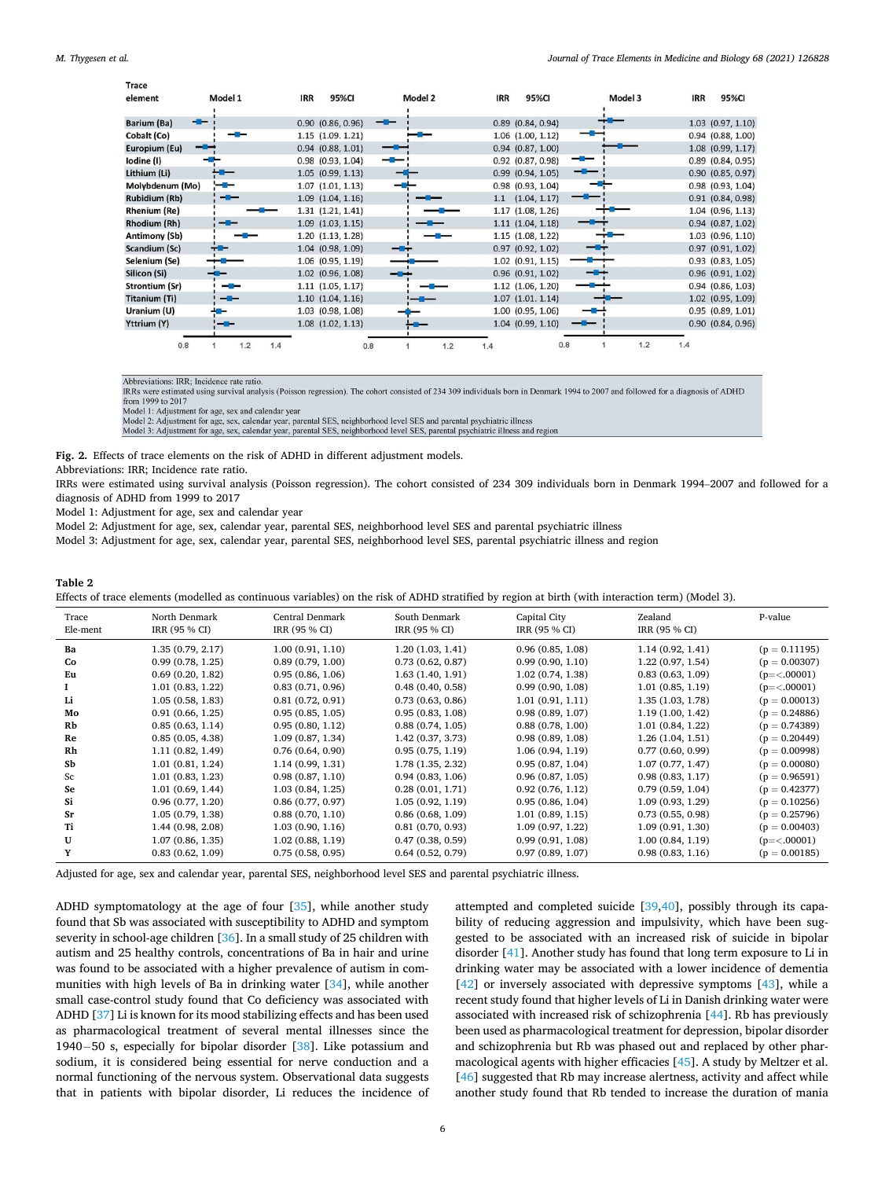| Trace element | Model 1 IRR | 95%CI | Model 2 IRR | 95%CI | Model 3 IRR | 95%CI |
|---|---|---|---|---|---|---|
| Barium (Ba) | 0.90 | (0.86, 0.96) | 0.89 | (0.84, 0.94) | 1.03 | (0.97, 1.10) |
| Cobalt (Co) | 1.15 | (1.09, 1.21) | 1.06 | (1.00, 1.12) | 0.94 | (0.88, 1.00) |
| Europium (Eu) | 0.94 | (0.88, 1.01) | 0.94 | (0.87, 1.00) | 1.08 | (0.99, 1.17) |
| Iodine (I) | 0.98 | (0.93, 1.04) | 0.92 | (0.87, 0.98) | 0.89 | (0.84, 0.95) |
| Lithium (Li) | 1.05 | (0.99, 1.13) | 0.99 | (0.94, 1.05) | 0.90 | (0.85, 0.97) |
| Molybdenum (Mo) | 1.07 | (1.01, 1.13) | 0.98 | (0.93, 1.04) | 0.98 | (0.93, 1.04) |
| Rubidium (Rb) | 1.09 | (1.04, 1.16) | 1.1 | (1.04, 1.17) | 0.91 | (0.84, 0.98) |
| Rhenium (Re) | 1.31 | (1.21, 1.41) | 1.17 | (1.08, 1.26) | 1.04 | (0.96, 1.13) |
| Rhodium (Rh) | 1.09 | (1.03, 1.15) | 1.11 | (1.04, 1.18) | 0.94 | (0.87, 1.02) |
| Antimony (Sb) | 1.20 | (1.13, 1.28) | 1.15 | (1.08, 1.22) | 1.03 | (0.96, 1.10) |
| Scandium (Sc) | 1.04 | (0.98, 1.09) | 0.97 | (0.92, 1.02) | 0.97 | (0.91, 1.02) |
| Selenium (Se) | 1.06 | (0.95, 1.19) | 1.02 | (0.91, 1.15) | 0.93 | (0.83, 1.05) |
| Silicon (Si) | 1.02 | (0.96, 1.08) | 0.96 | (0.91, 1.02) | 0.96 | (0.91, 1.02) |
| Strontium (Sr) | 1.11 | (1.05, 1.17) | 1.12 | (1.06, 1.20) | 0.94 | (0.86, 1.03) |
| Titanium (Ti) | 1.10 | (1.04, 1.16) | 1.07 | (1.01, 1.14) | 1.02 | (0.95, 1.09) |
| Uranium (U) | 1.03 | (0.98, 1.08) | 1.00 | (0.95, 1.06) | 0.95 | (0.89, 1.01) |
| Yttrium (Y) | 1.08 | (1.02, 1.13) | 1.04 | (0.99, 1.10) | 0.90 | (0.84, 0.96) |

Abbreviations: IRR; Incidence rate ratio.
IRRs were estimated using survival analysis (Poisson regression). The cohort consisted of 234 309 individuals born in Denmark 1994 to 2007 and followed for a diagnosis of ADHD from 1999 to 2017
Model 1: Adjustment for age, sex and calendar year
Model 2: Adjustment for age, sex, calendar year, parental SES, neighborhood level SES and parental psychiatric illness
Model 3: Adjustment for age, sex, calendar year, parental SES, neighborhood level SES, parental psychiatric illness and region

**Fig. 2.** Effects of trace elements on the risk of ADHD in different adjustment models.

Abbreviations: IRR; Incidence rate ratio.

IRRs were estimated using survival analysis (Poisson regression). The cohort consisted of 234 309 individuals born in Denmark 1994–2007 and followed for a diagnosis of ADHD from 1999 to 2017

Model 1: Adjustment for age, sex and calendar year

Model 2: Adjustment for age, sex, calendar year, parental SES, neighborhood level SES and parental psychiatric illness

Model 3: Adjustment for age, sex, calendar year, parental SES, neighborhood level SES, parental psychiatric illness and region

**Table 2**
Effects of trace elements (modelled as continuous variables) on the risk of ADHD stratified by region at birth (with interaction term) (Model 3).

| Trace Ele-ment | North Denmark IRR (95 % CI) | Central Denmark IRR (95 % CI) | South Denmark IRR (95 % CI) | Capital City IRR (95 % CI) | Zealand IRR (95 % CI) | P-value |
|---|---|---|---|---|---|---|
| **Ba** | 1.35 (0.79, 2.17) | 1.00 (0.91, 1.10) | 1.20 (1.03, 1.41) | 0.96 (0.85, 1.08) | 1.14 (0.92, 1.41) | (p = 0.11195) |
| **Co** | 0.99 (0.78, 1.25) | 0.89 (0.79, 1.00) | 0.73 (0.62, 0.87) | 0.99 (0.90, 1.10) | 1.22 (0.97, 1.54) | (p = 0.00307) |
| **Eu** | 0.69 (0.20, 1.82) | 0.95 (0.86, 1.06) | 1.63 (1.40, 1.91) | 1.02 (0.74, 1.38) | 0.83 (0.63, 1.09) | (p=<.00001) |
| **I** | 1.01 (0.83, 1.22) | 0.83 (0.71, 0.96) | 0.48 (0.40, 0.58) | 0.99 (0.90, 1.08) | 1.01 (0.85, 1.19) | (p=<.00001) |
| **Li** | 1.05 (0.58, 1.83) | 0.81 (0.72, 0.91) | 0.73 (0.63, 0.86) | 1.01 (0.91, 1.11) | 1.35 (1.03, 1.78) | (p = 0.00013) |
| **Mo** | 0.91 (0.66, 1.25) | 0.95 (0.85, 1.05) | 0.95 (0.83, 1.08) | 0.98 (0.89, 1.07) | 1.19 (1.00, 1.42) | (p = 0.24886) |
| **Rb** | 0.85 (0.63, 1.14) | 0.95 (0.80, 1.12) | 0.88 (0.74, 1.05) | 0.88 (0.78, 1.00) | 1.01 (0.84, 1.22) | (p = 0.74389) |
| **Re** | 0.85 (0.05, 4.38) | 1.09 (0.87, 1.34) | 1.42 (0.37, 3.73) | 0.98 (0.89, 1.08) | 1.26 (1.04, 1.51) | (p = 0.20449) |
| **Rh** | 1.11 (0.82, 1.49) | 0.76 (0.64, 0.90) | 0.95 (0.75, 1.19) | 1.06 (0.94, 1.19) | 0.77 (0.60, 0.99) | (p = 0.00998) |
| **Sb** | 1.01 (0.81, 1.24) | 1.14 (0.99, 1.31) | 1.78 (1.35, 2.32) | 0.95 (0.87, 1.04) | 1.07 (0.77, 1.47) | (p = 0.00080) |
| **Sc** | 1.01 (0.83, 1.23) | 0.98 (0.87, 1.10) | 0.94 (0.83, 1.06) | 0.96 (0.87, 1.05) | 0.98 (0.83, 1.17) | (p = 0.96591) |
| **Se** | 1.01 (0.69, 1.44) | 1.03 (0.84, 1.25) | 0.28 (0.01, 1.71) | 0.92 (0.76, 1.12) | 0.79 (0.59, 1.04) | (p = 0.42377) |
| **Si** | 0.96 (0.77, 1.20) | 0.86 (0.77, 0.97) | 1.05 (0.92, 1.19) | 0.95 (0.86, 1.04) | 1.09 (0.93, 1.29) | (p = 0.10256) |
| **Sr** | 1.05 (0.79, 1.38) | 0.88 (0.70, 1.10) | 0.86 (0.68, 1.09) | 1.01 (0.89, 1.15) | 0.73 (0.55, 0.98) | (p = 0.25796) |
| **Ti** | 1.44 (0.98, 2.08) | 1.03 (0.90, 1.16) | 0.81 (0.70, 0.93) | 1.09 (0.97, 1.22) | 1.09 (0.91, 1.30) | (p = 0.00403) |
| **U** | 1.07 (0.86, 1.35) | 1.02 (0.88, 1.19) | 0.47 (0.38, 0.59) | 0.99 (0.91, 1.08) | 1.00 (0.84, 1.19) | (p=<.00001) |
| **Y** | 0.83 (0.62, 1.09) | 0.75 (0.58, 0.95) | 0.64 (0.52, 0.79) | 0.97 (0.89, 1.07) | 0.98 (0.83, 1.16) | (p = 0.00185) |

Adjusted for age, sex and calendar year, parental SES, neighborhood level SES and parental psychiatric illness.

ADHD symptomatology at the age of four [35], while another study found that Sb was associated with susceptibility to ADHD and symptom severity in school-age children [36]. In a small study of 25 children with autism and 25 healthy controls, concentrations of Ba in hair and urine was found to be associated with a higher prevalence of autism in communities with high levels of Ba in drinking water [34], while another small case-control study found that Co deficiency was associated with ADHD [37] Li is known for its mood stabilizing effects and has been used as pharmacological treatment of several mental illnesses since the 1940−50 s, especially for bipolar disorder [38]. Like potassium and sodium, it is considered being essential for nerve conduction and a normal functioning of the nervous system. Observational data suggests that in patients with bipolar disorder, Li reduces the incidence of attempted and completed suicide [39,40], possibly through its capability of reducing aggression and impulsivity, which have been suggested to be associated with an increased risk of suicide in bipolar disorder [41]. Another study has found that long term exposure to Li in drinking water may be associated with a lower incidence of dementia [42] or inversely associated with depressive symptoms [43], while a recent study found that higher levels of Li in Danish drinking water were associated with increased risk of schizophrenia [44]. Rb has previously been used as pharmacological treatment for depression, bipolar disorder and schizophrenia but Rb was phased out and replaced by other pharmacological agents with higher efficacies [45]. A study by Meltzer et al. [46] suggested that Rb may increase alertness, activity and affect while another study found that Rb tended to increase the duration of mania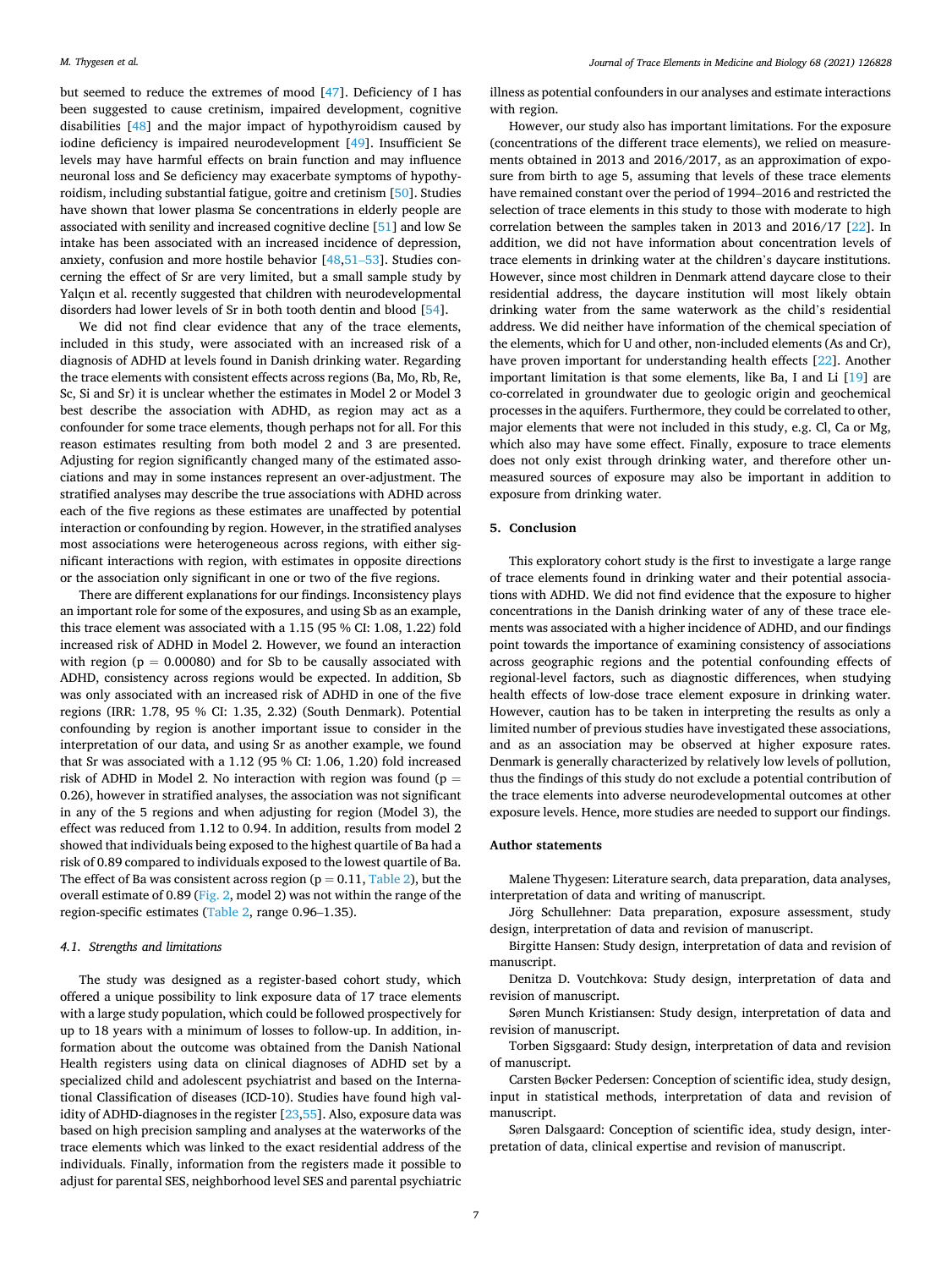but seemed to reduce the extremes of mood [47]. Deficiency of I has been suggested to cause cretinism, impaired development, cognitive disabilities [48] and the major impact of hypothyroidism caused by iodine deficiency is impaired neurodevelopment [49]. Insufficient Se levels may have harmful effects on brain function and may influence neuronal loss and Se deficiency may exacerbate symptoms of hypothyroidism, including substantial fatigue, goitre and cretinism [50]. Studies have shown that lower plasma Se concentrations in elderly people are associated with senility and increased cognitive decline [51] and low Se intake has been associated with an increased incidence of depression, anxiety, confusion and more hostile behavior [48,51–53]. Studies concerning the effect of Sr are very limited, but a small sample study by Yalçın et al. recently suggested that children with neurodevelopmental disorders had lower levels of Sr in both tooth dentin and blood [54].

We did not find clear evidence that any of the trace elements, included in this study, were associated with an increased risk of a diagnosis of ADHD at levels found in Danish drinking water. Regarding the trace elements with consistent effects across regions (Ba, Mo, Rb, Re, Sc, Si and Sr) it is unclear whether the estimates in Model 2 or Model 3 best describe the association with ADHD, as region may act as a confounder for some trace elements, though perhaps not for all. For this reason estimates resulting from both model 2 and 3 are presented. Adjusting for region significantly changed many of the estimated associations and may in some instances represent an over-adjustment. The stratified analyses may describe the true associations with ADHD across each of the five regions as these estimates are unaffected by potential interaction or confounding by region. However, in the stratified analyses most associations were heterogeneous across regions, with either significant interactions with region, with estimates in opposite directions or the association only significant in one or two of the five regions.

There are different explanations for our findings. Inconsistency plays an important role for some of the exposures, and using Sb as an example, this trace element was associated with a 1.15 (95 % CI: 1.08, 1.22) fold increased risk of ADHD in Model 2. However, we found an interaction with region ($p = 0.00080$) and for Sb to be causally associated with ADHD, consistency across regions would be expected. In addition, Sb was only associated with an increased risk of ADHD in one of the five regions (IRR: 1.78, 95 % CI: 1.35, 2.32) (South Denmark). Potential confounding by region is another important issue to consider in the interpretation of our data, and using Sr as another example, we found that Sr was associated with a 1.12 (95 % CI: 1.06, 1.20) fold increased risk of ADHD in Model 2. No interaction with region was found ($p = 0.26$), however in stratified analyses, the association was not significant in any of the 5 regions and when adjusting for region (Model 3), the effect was reduced from 1.12 to 0.94. In addition, results from model 2 showed that individuals being exposed to the highest quartile of Ba had a risk of 0.89 compared to individuals exposed to the lowest quartile of Ba. The effect of Ba was consistent across region ($p = 0.11$, Table 2), but the overall estimate of 0.89 (Fig. 2, model 2) was not within the range of the region-specific estimates (Table 2, range 0.96–1.35).

### 4.1. Strengths and limitations

The study was designed as a register-based cohort study, which offered a unique possibility to link exposure data of 17 trace elements with a large study population, which could be followed prospectively for up to 18 years with a minimum of losses to follow-up. In addition, information about the outcome was obtained from the Danish National Health registers using data on clinical diagnoses of ADHD set by a specialized child and adolescent psychiatrist and based on the International Classification of diseases (ICD-10). Studies have found high validity of ADHD-diagnoses in the register [23,55]. Also, exposure data was based on high precision sampling and analyses at the waterworks of the trace elements which was linked to the exact residential address of the individuals. Finally, information from the registers made it possible to adjust for parental SES, neighborhood level SES and parental psychiatric illness as potential confounders in our analyses and estimate interactions with region.

However, our study also has important limitations. For the exposure (concentrations of the different trace elements), we relied on measurements obtained in 2013 and 2016/2017, as an approximation of exposure from birth to age 5, assuming that levels of these trace elements have remained constant over the period of 1994–2016 and restricted the selection of trace elements in this study to those with moderate to high correlation between the samples taken in 2013 and 2016/17 [22]. In addition, we did not have information about concentration levels of trace elements in drinking water at the children's daycare institutions. However, since most children in Denmark attend daycare close to their residential address, the daycare institution will most likely obtain drinking water from the same waterwork as the child's residential address. We did neither have information of the chemical speciation of the elements, which for U and other, non-included elements (As and Cr), have proven important for understanding health effects [22]. Another important limitation is that some elements, like Ba, I and Li [19] are co-correlated in groundwater due to geologic origin and geochemical processes in the aquifers. Furthermore, they could be correlated to other, major elements that were not included in this study, e.g. Cl, Ca or Mg, which also may have some effect. Finally, exposure to trace elements does not only exist through drinking water, and therefore other unmeasured sources of exposure may also be important in addition to exposure from drinking water.

## 5. Conclusion

This exploratory cohort study is the first to investigate a large range of trace elements found in drinking water and their potential associations with ADHD. We did not find evidence that the exposure to higher concentrations in the Danish drinking water of any of these trace elements was associated with a higher incidence of ADHD, and our findings point towards the importance of examining consistency of associations across geographic regions and the potential confounding effects of regional-level factors, such as diagnostic differences, when studying health effects of low-dose trace element exposure in drinking water. However, caution has to be taken in interpreting the results as only a limited number of previous studies have investigated these associations, and as an association may be observed at higher exposure rates. Denmark is generally characterized by relatively low levels of pollution, thus the findings of this study do not exclude a potential contribution of the trace elements into adverse neurodevelopmental outcomes at other exposure levels. Hence, more studies are needed to support our findings.

## Author statements

Malene Thygesen: Literature search, data preparation, data analyses, interpretation of data and writing of manuscript.

Jörg Schullehner: Data preparation, exposure assessment, study design, interpretation of data and revision of manuscript.

Birgitte Hansen: Study design, interpretation of data and revision of manuscript.

Denitza D. Voutchkova: Study design, interpretation of data and revision of manuscript.

Søren Munch Kristiansen: Study design, interpretation of data and revision of manuscript.

Torben Sigsgaard: Study design, interpretation of data and revision of manuscript.

Carsten Bøcker Pedersen: Conception of scientific idea, study design, input in statistical methods, interpretation of data and revision of manuscript.

Søren Dalsgaard: Conception of scientific idea, study design, interpretation of data, clinical expertise and revision of manuscript.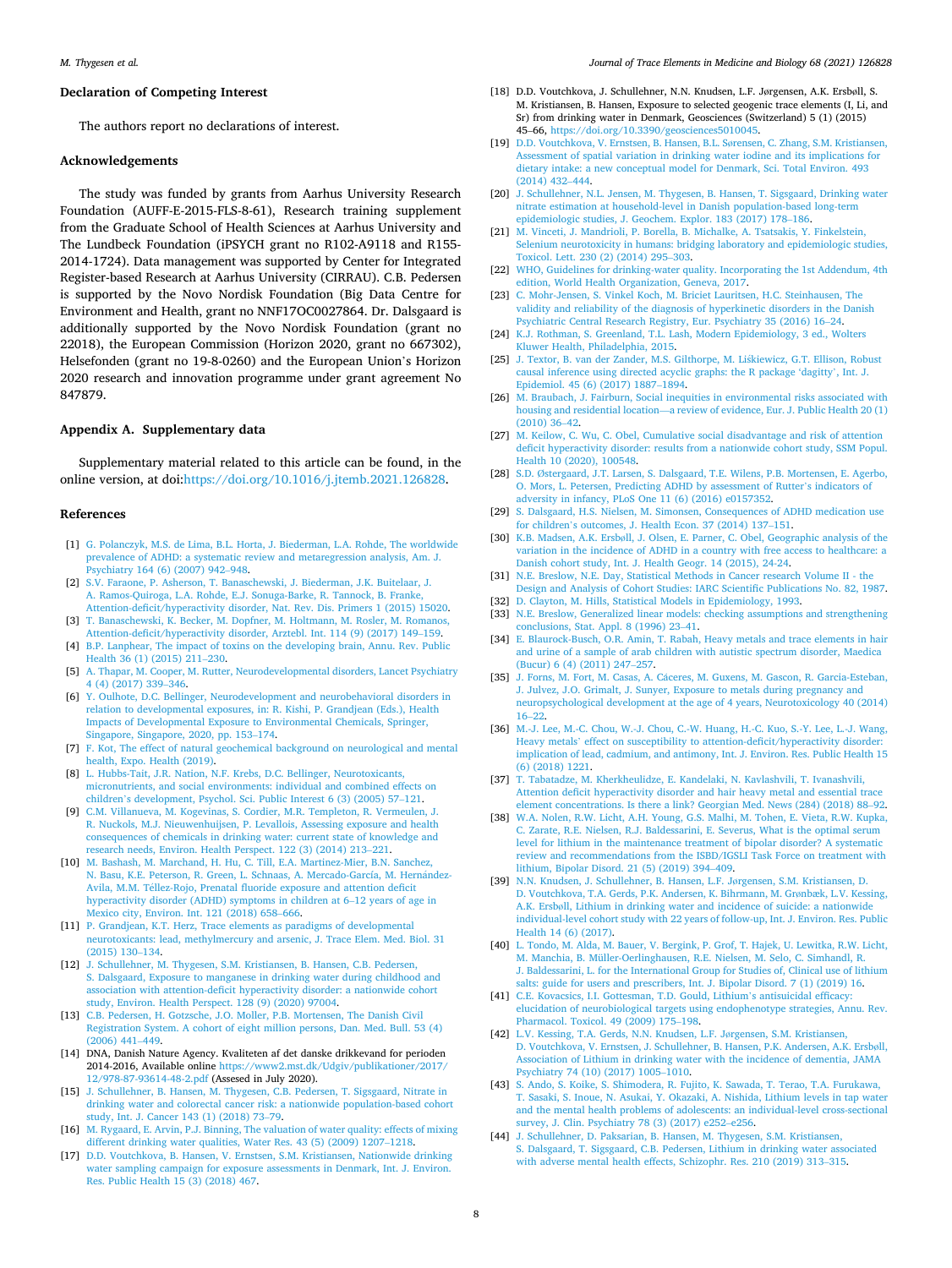## Declaration of Competing Interest

The authors report no declarations of interest.

## Acknowledgements

The study was funded by grants from Aarhus University Research Foundation (AUFF-E-2015-FLS-8-61), Research training supplement from the Graduate School of Health Sciences at Aarhus University and The Lundbeck Foundation (iPSYCH grant no R102-A9118 and R155-2014-1724). Data management was supported by Center for Integrated Register-based Research at Aarhus University (CIRRAU). C.B. Pedersen is supported by the Novo Nordisk Foundation (Big Data Centre for Environment and Health, grant no NNF17OC0027864. Dr. Dalsgaard is additionally supported by the Novo Nordisk Foundation (grant no 22018), the European Commission (Horizon 2020, grant no 667302), Helsefonden (grant no 19-8-0260) and the European Union's Horizon 2020 research and innovation programme under grant agreement No 847879.

## Appendix A. Supplementary data

Supplementary material related to this article can be found, in the online version, at doi:https://doi.org/10.1016/j.jtemb.2021.126828.

## References

[1] G. Polanczyk, M.S. de Lima, B.L. Horta, J. Biederman, L.A. Rohde, The worldwide prevalence of ADHD: a systematic review and metaregression analysis, Am. J. Psychiatry 164 (6) (2007) 942–948.

[2] S.V. Faraone, P. Asherson, T. Banaschewski, J. Biederman, J.K. Buitelaar, J. A. Ramos-Quiroga, L.A. Rohde, E.J. Sonuga-Barke, R. Tannock, B. Franke, Attention-deficit/hyperactivity disorder, Nat. Rev. Dis. Primers 1 (2015) 15020.

[3] T. Banaschewski, K. Becker, M. Dopfner, M. Holtmann, M. Rosler, M. Romanos, Attention-deficit/hyperactivity disorder, Arztebl. Int. 114 (9) (2017) 149–159.

[4] B.P. Lanphear, The impact of toxins on the developing brain, Annu. Rev. Public Health 36 (1) (2015) 211–230.

[5] A. Thapar, M. Cooper, M. Rutter, Neurodevelopmental disorders, Lancet Psychiatry 4 (4) (2017) 339–346.

[6] Y. Oulhote, D.C. Bellinger, Neurodevelopment and neurobehavioral disorders in relation to developmental exposures, in: R. Kishi, P. Grandjean (Eds.), Health Impacts of Developmental Exposure to Environmental Chemicals, Springer, Singapore, Singapore, 2020, pp. 153–174.

[7] F. Kot, The effect of natural geochemical background on neurological and mental health, Expo. Health (2019).

[8] L. Hubbs-Tait, J.R. Nation, N.F. Krebs, D.C. Bellinger, Neurotoxicants, micronutrients, and social environments: individual and combined effects on children's development, Psychol. Sci. Public Interest 6 (3) (2005) 57–121.

[9] C.M. Villanueva, M. Kogevinas, S. Cordier, M.R. Templeton, R. Vermeulen, J. R. Nuckols, M.J. Nieuwenhuijsen, P. Levallois, Assessing exposure and health consequences of chemicals in drinking water: current state of knowledge and research needs, Environ. Health Perspect. 122 (3) (2014) 213–221.

[10] M. Bashash, M. Marchand, H. Hu, C. Till, E.A. Martinez-Mier, B.N. Sanchez, N. Basu, K.E. Peterson, R. Green, L. Schnaas, A. Mercado-García, M. Hernández-Avila, M.M. Téllez-Rojo, Prenatal fluoride exposure and attention deficit hyperactivity disorder (ADHD) symptoms in children at 6–12 years of age in Mexico city, Environ. Int. 121 (2018) 658–666.

[11] P. Grandjean, K.T. Herz, Trace elements as paradigms of developmental neurotoxicants: lead, methylmercury and arsenic, J. Trace Elem. Med. Biol. 31 (2015) 130–134.

[12] J. Schullehner, M. Thygesen, S.M. Kristiansen, B. Hansen, C.B. Pedersen, S. Dalsgaard, Exposure to manganese in drinking water during childhood and association with attention-deficit hyperactivity disorder: a nationwide cohort study, Environ. Health Perspect. 128 (9) (2020) 97004.

[13] C.B. Pedersen, H. Gotzsche, J.O. Moller, P.B. Mortensen, The Danish Civil Registration System. A cohort of eight million persons, Dan. Med. Bull. 53 (4) (2006) 441–449.

[14] DNA, Danish Nature Agency. Kvaliteten af det danske drikkevand for perioden 2014-2016, Available online https://www2.mst.dk/Udgiv/publikationer/2017/12/978-87-93614-48-2.pdf (Assesed in July 2020).

[15] J. Schullehner, B. Hansen, M. Thygesen, C.B. Pedersen, T. Sigsgaard, Nitrate in drinking water and colorectal cancer risk: a nationwide population-based cohort study, Int. J. Cancer 143 (1) (2018) 73–79.

[16] M. Rygaard, E. Arvin, P.J. Binning, The valuation of water quality: effects of mixing different drinking water qualities, Water Res. 43 (5) (2009) 1207–1218.

[17] D.D. Voutchkova, B. Hansen, V. Ernstsen, S.M. Kristiansen, Nationwide drinking water sampling campaign for exposure assessments in Denmark, Int. J. Environ. Res. Public Health 15 (3) (2018) 467.

[18] D.D. Voutchkova, J. Schullehner, N.N. Knudsen, L.F. Jørgensen, A.K. Ersbøll, S. M. Kristiansen, B. Hansen, Exposure to selected geogenic trace elements (I, Li, and Sr) from drinking water in Denmark, Geosciences (Switzerland) 5 (1) (2015) 45–66, https://doi.org/10.3390/geosciences5010045.

[19] D.D. Voutchkova, V. Ernstsen, B. Hansen, B.L. Sørensen, C. Zhang, S.M. Kristiansen, Assessment of spatial variation in drinking water iodine and its implications for dietary intake: a new conceptual model for Denmark, Sci. Total Environ. 493 (2014) 432–444.

[20] J. Schullehner, N.L. Jensen, M. Thygesen, B. Hansen, T. Sigsgaard, Drinking water nitrate estimation at household-level in Danish population-based long-term epidemiologic studies, J. Geochem. Explor. 183 (2017) 178–186.

[21] M. Vinceti, J. Mandrioli, P. Borella, B. Michalke, A. Tsatsakis, Y. Finkelstein, Selenium neurotoxicity in humans: bridging laboratory and epidemiologic studies, Toxicol. Lett. 230 (2) (2014) 295–303.

[22] WHO, Guidelines for drinking-water quality. Incorporating the 1st Addendum, 4th edition, World Health Organization, Geneva, 2017.

[23] C. Mohr-Jensen, S. Vinkel Koch, M. Briciet Lauritsen, H.C. Steinhausen, The validity and reliability of the diagnosis of hyperkinetic disorders in the Danish Psychiatric Central Research Registry, Eur. Psychiatry 35 (2016) 16–24.

[24] K.J. Rothman, S. Greenland, T.L. Lash, Modern Epidemiology, 3 ed., Wolters Kluwer Health, Philadelphia, 2015.

[25] J. Textor, B. van der Zander, M.S. Gilthorpe, M. Liśkiewicz, G.T. Ellison, Robust causal inference using directed acyclic graphs: the R package 'dagitty', Int. J. Epidemiol. 45 (6) (2017) 1887–1894.

[26] M. Braubach, J. Fairburn, Social inequities in environmental risks associated with housing and residential location—a review of evidence, Eur. J. Public Health 20 (1) (2010) 36–42.

[27] M. Keilow, C. Wu, C. Obel, Cumulative social disadvantage and risk of attention deficit hyperactivity disorder: results from a nationwide cohort study, SSM Popul. Health 10 (2020), 100548.

[28] S.D. Østergaard, J.T. Larsen, S. Dalsgaard, T.E. Wilens, P.B. Mortensen, E. Agerbo, O. Mors, L. Petersen, Predicting ADHD by assessment of Rutter's indicators of adversity in infancy, PLoS One 11 (6) (2016) e0157352.

[29] S. Dalsgaard, H.S. Nielsen, M. Simonsen, Consequences of ADHD medication use for children's outcomes, J. Health Econ. 37 (2014) 137–151.

[30] K.B. Madsen, A.K. Ersbøll, J. Olsen, E. Parner, C. Obel, Geographic analysis of the variation in the incidence of ADHD in a country with free access to healthcare: a Danish cohort study, Int. J. Health Geogr. 14 (2015), 24-24.

[31] N.E. Breslow, N.E. Day, Statistical Methods in Cancer research Volume II - the Design and Analysis of Cohort Studies: IARC Scientific Publications No. 82, 1987.

[32] D. Clayton, M. Hills, Statistical Models in Epidemiology, 1993.

[33] N.E. Breslow, Generalized linear models: checking assumptions and strengthening conclusions, Stat. Appl. 8 (1996) 23–41.

[34] E. Blaurock-Busch, O.R. Amin, T. Rabah, Heavy metals and trace elements in hair and urine of a sample of arab children with autistic spectrum disorder, Maedica (Bucur) 6 (4) (2011) 247–257.

[35] J. Forns, M. Fort, M. Casas, A. Cáceres, M. Guxens, M. Gascon, R. Garcia-Esteban, J. Julvez, J.O. Grimalt, J. Sunyer, Exposure to metals during pregnancy and neuropsychological development at the age of 4 years, Neurotoxicology 40 (2014) 16–22.

[36] M.-J. Lee, M.-C. Chou, W.-J. Chou, C.-W. Huang, H.-C. Kuo, S.-Y. Lee, L.-J. Wang, Heavy metals' effect on susceptibility to attention-deficit/hyperactivity disorder: implication of lead, cadmium, and antimony, Int. J. Environ. Res. Public Health 15 (6) (2018) 1221.

[37] T. Tabatadze, M. Kherkheulidze, E. Kandelaki, N. Kavlashvili, T. Ivanashvili, Attention deficit hyperactivity disorder and hair heavy metal and essential trace element concentrations. Is there a link? Georgian Med. News (284) (2018) 88–92.

[38] W.A. Nolen, R.W. Licht, A.H. Young, G.S. Malhi, M. Tohen, E. Vieta, R.W. Kupka, C. Zarate, R.E. Nielsen, R.J. Baldessarini, E. Severus, What is the optimal serum level for lithium in the maintenance treatment of bipolar disorder? A systematic review and recommendations from the ISBD/IGSLI Task Force on treatment with lithium, Bipolar Disord. 21 (5) (2019) 394–409.

[39] N.N. Knudsen, J. Schullehner, B. Hansen, L.F. Jørgensen, S.M. Kristiansen, D. D. Voutchkova, T.A. Gerds, P.K. Andersen, K. Bihrmann, M. Grønbæk, L.V. Kessing, A.K. Ersbøll, Lithium in drinking water and incidence of suicide: a nationwide individual-level cohort study with 22 years of follow-up, Int. J. Environ. Res. Public Health 14 (6) (2017).

[40] L. Tondo, M. Alda, M. Bauer, V. Bergink, P. Grof, T. Hajek, U. Lewitka, R.W. Licht, M. Manchia, B. Müller-Oerlinghausen, R.E. Nielsen, M. Selo, C. Simhandl, R. J. Baldessarini, L. for the International Group for Studies of, Clinical use of lithium salts: guide for users and prescribers, Int. J. Bipolar Disord. 7 (1) (2019) 16.

[41] C.E. Kovacsics, I.I. Gottesman, T.D. Gould, Lithium's antisuicidal efficacy: elucidation of neurobiological targets using endophenotype strategies, Annu. Rev. Pharmacol. Toxicol. 49 (2009) 175–198.

[42] L.V. Kessing, T.A. Gerds, N.N. Knudsen, L.F. Jørgensen, S.M. Kristiansen, D. Voutchkova, V. Ernstsen, J. Schullehner, B. Hansen, P.K. Andersen, A.K. Ersbøll, Association of Lithium in drinking water with the incidence of dementia, JAMA Psychiatry 74 (10) (2017) 1005–1010.

[43] S. Ando, S. Koike, S. Shimodera, R. Fujito, K. Sawada, T. Terao, T.A. Furukawa, T. Sasaki, S. Inoue, N. Asukai, Y. Okazaki, A. Nishida, Lithium levels in tap water and the mental health problems of adolescents: an individual-level cross-sectional survey, J. Clin. Psychiatry 78 (3) (2017) e252–e256.

[44] J. Schullehner, D. Paksarian, B. Hansen, M. Thygesen, S.M. Kristiansen, S. Dalsgaard, T. Sigsgaard, C.B. Pedersen, Lithium in drinking water associated with adverse mental health effects, Schizophr. Res. 210 (2019) 313–315.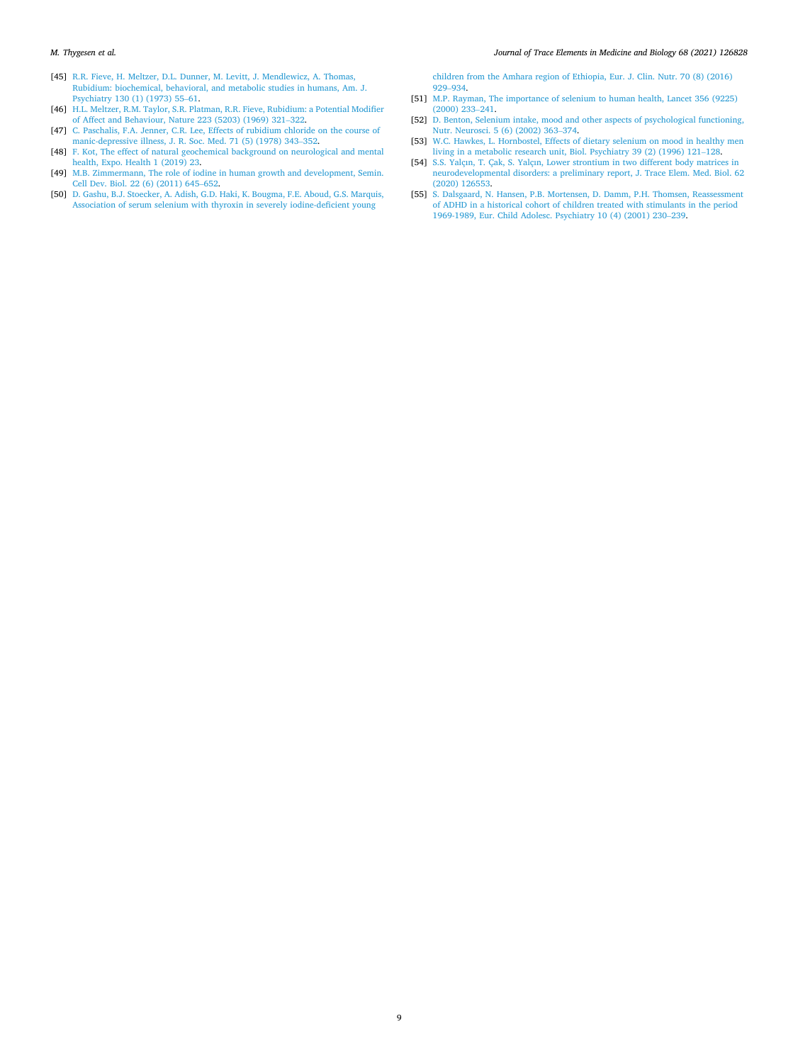[45] R.R. Fieve, H. Meltzer, D.L. Dunner, M. Levitt, J. Mendlewicz, A. Thomas, Rubidium: biochemical, behavioral, and metabolic studies in humans, Am. J. Psychiatry 130 (1) (1973) 55–61.

[46] H.L. Meltzer, R.M. Taylor, S.R. Platman, R.R. Fieve, Rubidium: a Potential Modifier of Affect and Behaviour, Nature 223 (5203) (1969) 321–322.

[47] C. Paschalis, F.A. Jenner, C.R. Lee, Effects of rubidium chloride on the course of manic-depressive illness, J. R. Soc. Med. 71 (5) (1978) 343–352.

[48] F. Kot, The effect of natural geochemical background on neurological and mental health, Expo. Health 1 (2019) 23.

[49] M.B. Zimmermann, The role of iodine in human growth and development, Semin. Cell Dev. Biol. 22 (6) (2011) 645–652.

[50] D. Gashu, B.J. Stoecker, A. Adish, G.D. Haki, K. Bougma, F.E. Aboud, G.S. Marquis, Association of serum selenium with thyroxin in severely iodine-deficient young children from the Amhara region of Ethiopia, Eur. J. Clin. Nutr. 70 (8) (2016) 929–934.

[51] M.P. Rayman, The importance of selenium to human health, Lancet 356 (9225) (2000) 233–241.

[52] D. Benton, Selenium intake, mood and other aspects of psychological functioning, Nutr. Neurosci. 5 (6) (2002) 363–374.

[53] W.C. Hawkes, L. Hornbostel, Effects of dietary selenium on mood in healthy men living in a metabolic research unit, Biol. Psychiatry 39 (2) (1996) 121–128.

[54] S.S. Yalçın, T. Çak, S. Yalçın, Lower strontium in two different body matrices in neurodevelopmental disorders: a preliminary report, J. Trace Elem. Med. Biol. 62 (2020) 126553.

[55] S. Dalsgaard, N. Hansen, P.B. Mortensen, D. Damm, P.H. Thomsen, Reassessment of ADHD in a historical cohort of children treated with stimulants in the period 1969-1989, Eur. Child Adolesc. Psychiatry 10 (4) (2001) 230–239.